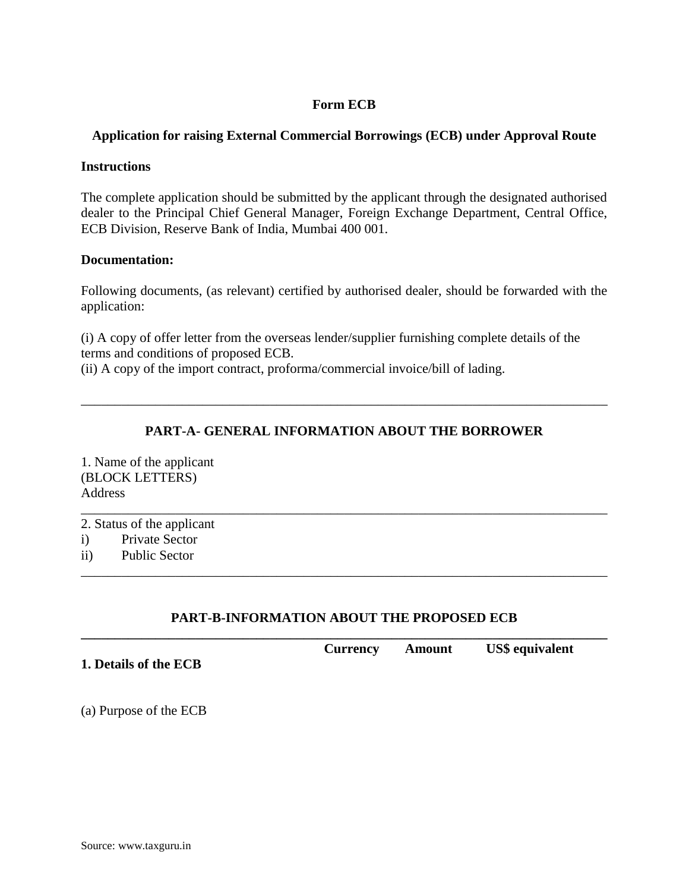**Form ECB**

**Application for raising External Commercial Borrowings (ECB) under Approval Route**

**Instructions**

The complete application should be submitted by the applicant through the designated authorised dealer to the Principal Chief General Manager, Foreign Exchange Department, Central Office, ECB Division, Reserve Bank of India, Mumbai 400 001.

**Documentation:**

Following documents, (as relevant) certified by authorised dealer, should be forwarded with the application:

(i) A copy of offer letter from the overseas lender/supplier furnishing complete details of the terms and conditions of proposed ECB.
(ii) A copy of the import contract, proforma/commercial invoice/bill of lading.

---

## PART-A- GENERAL INFORMATION ABOUT THE BORROWER

1. Name of the applicant
(BLOCK LETTERS)
Address

---

2. Status of the applicant
i) Private Sector
ii) Public Sector

---

## PART-B-INFORMATION ABOUT THE PROPOSED ECB

---

| | Currency | Amount | US$ equivalent |
|---|---|---|---|
| **1. Details of the ECB** | | | |

(a) Purpose of the ECB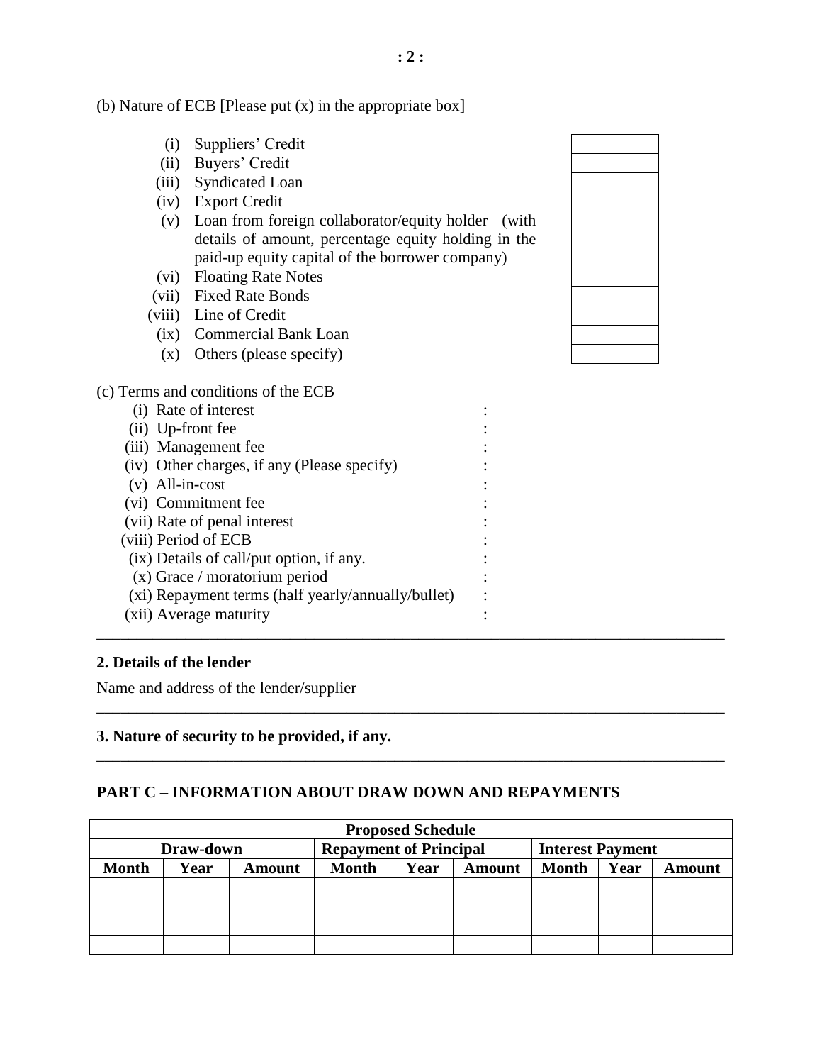(b) Nature of ECB [Please put (x) in the appropriate box]

| | | |
|---|---|---|
| (i) | Suppliers' Credit | |
| (ii) | Buyers' Credit | |
| (iii) | Syndicated Loan | |
| (iv) | Export Credit | |
| (v) | Loan from foreign collaborator/equity holder (with details of amount, percentage equity holding in the paid-up equity capital of the borrower company) | |
| (vi) | Floating Rate Notes | |
| (vii) | Fixed Rate Bonds | |
| (viii) | Line of Credit | |
| (ix) | Commercial Bank Loan | |
| (x) | Others (please specify) | |

(c) Terms and conditions of the ECB

- (i) Rate of interest :
- (ii) Up-front fee :
- (iii) Management fee :
- (iv) Other charges, if any (Please specify) :
- (v) All-in-cost :
- (vi) Commitment fee :
- (vii) Rate of penal interest :
- (viii) Period of ECB :
- (ix) Details of call/put option, if any. :
- (x) Grace / moratorium period :
- (xi) Repayment terms (half yearly/annually/bullet) :
- (xii) Average maturity :

---

**2. Details of the lender**

Name and address of the lender/supplier

---

**3. Nature of security to be provided, if any.**

---

**PART C – INFORMATION ABOUT DRAW DOWN AND REPAYMENTS**

| Proposed Schedule | | | | | | | | |
|---|---|---|---|---|---|---|---|---|
| Draw-down | | | Repayment of Principal | | | Interest Payment | | |
| Month | Year | Amount | Month | Year | Amount | Month | Year | Amount |
| | | | | | | | | |
| | | | | | | | | |
| | | | | | | | | |
| | | | | | | | | |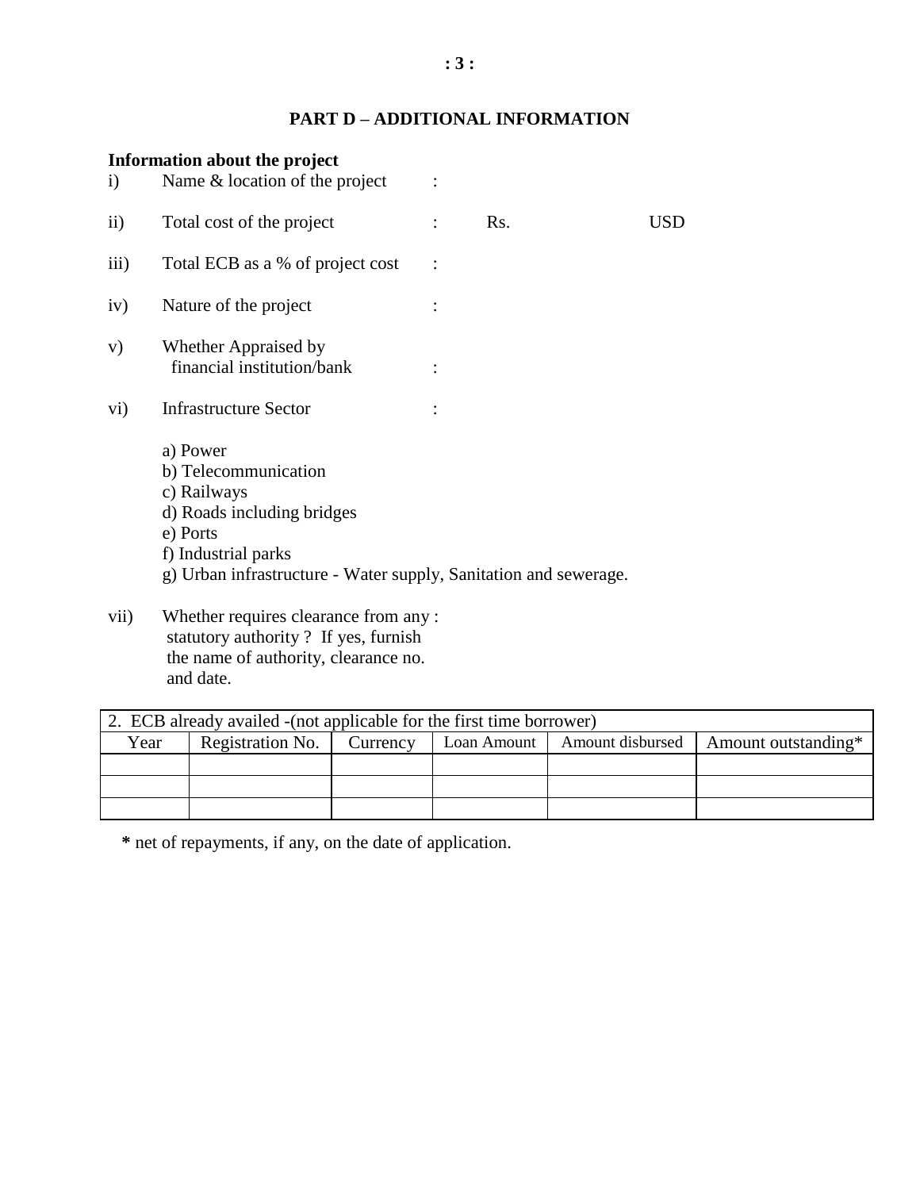## PART D – ADDITIONAL INFORMATION

**Information about the project**

i) Name & location of the project :

ii) Total cost of the project : Rs. USD

iii) Total ECB as a % of project cost :

iv) Nature of the project :

v) Whether Appraised by financial institution/bank :

vi) Infrastructure Sector :

a) Power
b) Telecommunication
c) Railways
d) Roads including bridges
e) Ports
f) Industrial parks
g) Urban infrastructure - Water supply, Sanitation and sewerage.

vii) Whether requires clearance from any statutory authority ? If yes, furnish the name of authority, clearance no. and date. :

| 2. ECB already availed -(not applicable for the first time borrower) | | | | | |
|---|---|---|---|---|---|
| Year | Registration No. | Currency | Loan Amount | Amount disbursed | Amount outstanding* |
| | | | | | |
| | | | | | |
| | | | | | |

**\*** net of repayments, if any, on the date of application.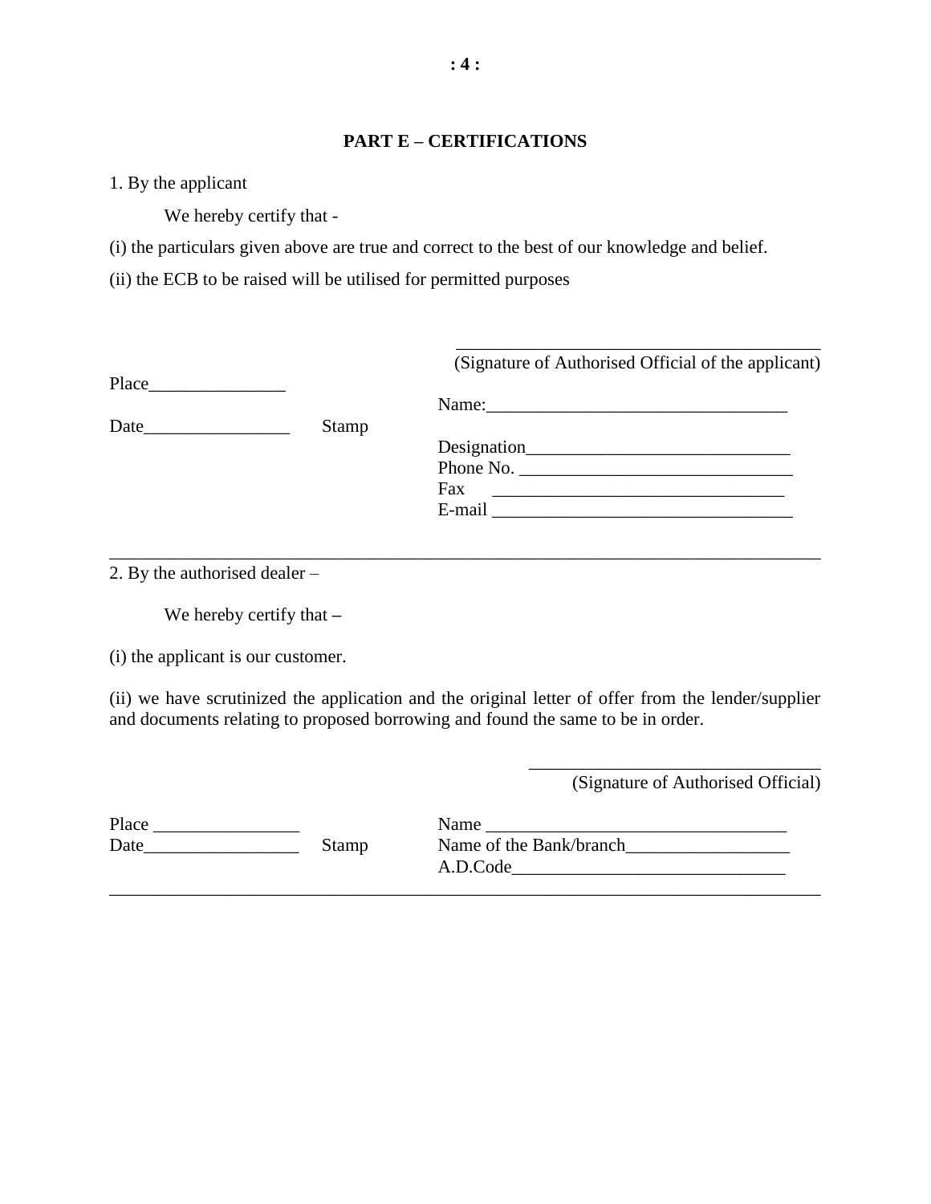## PART E – CERTIFICATIONS

1. By the applicant

We hereby certify that -

(i) the particulars given above are true and correct to the best of our knowledge and belief.

(ii) the ECB to be raised will be utilised for permitted purposes

_________________________________________
(Signature of Authorised Official of the applicant)

Place_______________

Name:_________________________________

Date________________ Stamp

Designation_____________________________
Phone No. ______________________________
Fax ________________________________
E-mail _________________________________

---

2. By the authorised dealer –

We hereby certify that –

(i) the applicant is our customer.

(ii) we have scrutinized the application and the original letter of offer from the lender/supplier and documents relating to proposed borrowing and found the same to be in order.

________________________________
(Signature of Authorised Official)

Place ________________ Name _________________________________
Date_________________ Stamp Name of the Bank/branch__________________
A.D.Code______________________________

---